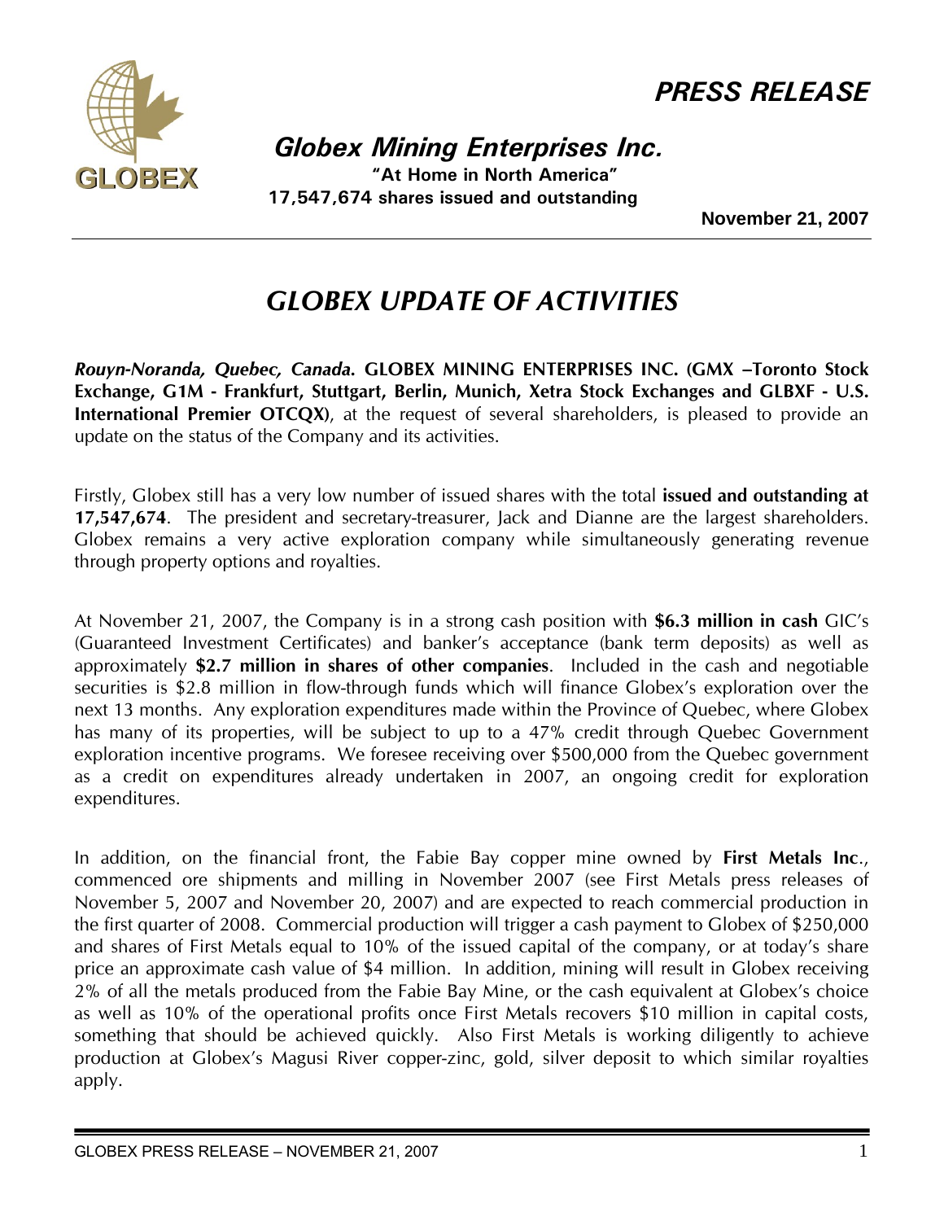# PRESS RELEASE

## Globex Mining Enterprises Inc.

**"At Home in North America"**

**17,547,674 shares issued and outstanding**

**November 21, 2007**

# GLOBEX UPDATE OF ACTIVITIES

***Rouyn-Noranda, Quebec, Canada.*** **GLOBEX MINING ENTERPRISES INC. (GMX –Toronto Stock Exchange, G1M - Frankfurt, Stuttgart, Berlin, Munich, Xetra Stock Exchanges and GLBXF - U.S. International Premier OTCQX)**, at the request of several shareholders, is pleased to provide an update on the status of the Company and its activities.

Firstly, Globex still has a very low number of issued shares with the total **issued and outstanding at 17,547,674**. The president and secretary-treasurer, Jack and Dianne are the largest shareholders. Globex remains a very active exploration company while simultaneously generating revenue through property options and royalties.

At November 21, 2007, the Company is in a strong cash position with **$6.3 million in cash** GIC's (Guaranteed Investment Certificates) and banker's acceptance (bank term deposits) as well as approximately **$2.7 million in shares of other companies**. Included in the cash and negotiable securities is $2.8 million in flow-through funds which will finance Globex's exploration over the next 13 months. Any exploration expenditures made within the Province of Quebec, where Globex has many of its properties, will be subject to up to a 47% credit through Quebec Government exploration incentive programs. We foresee receiving over $500,000 from the Quebec government as a credit on expenditures already undertaken in 2007, an ongoing credit for exploration expenditures.

In addition, on the financial front, the Fabie Bay copper mine owned by **First Metals Inc**., commenced ore shipments and milling in November 2007 (see First Metals press releases of November 5, 2007 and November 20, 2007) and are expected to reach commercial production in the first quarter of 2008. Commercial production will trigger a cash payment to Globex of $250,000 and shares of First Metals equal to 10% of the issued capital of the company, or at today's share price an approximate cash value of $4 million. In addition, mining will result in Globex receiving 2% of all the metals produced from the Fabie Bay Mine, or the cash equivalent at Globex's choice as well as 10% of the operational profits once First Metals recovers $10 million in capital costs, something that should be achieved quickly. Also First Metals is working diligently to achieve production at Globex's Magusi River copper-zinc, gold, silver deposit to which similar royalties apply.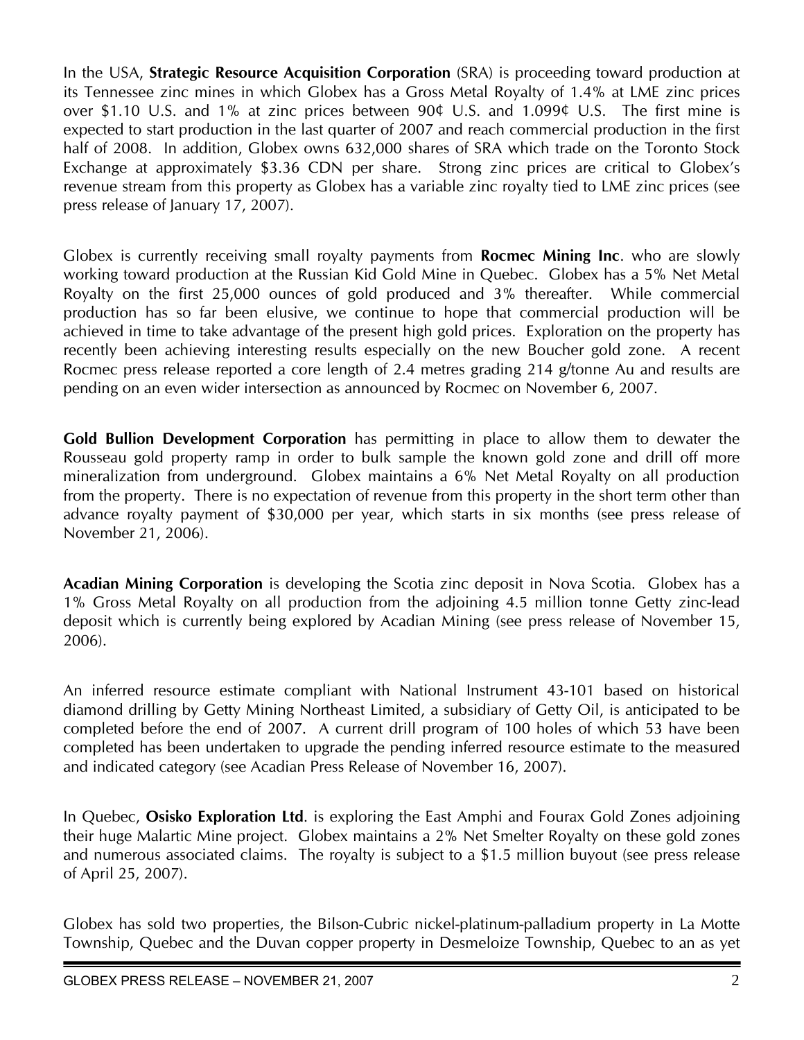In the USA, **Strategic Resource Acquisition Corporation** (SRA) is proceeding toward production at its Tennessee zinc mines in which Globex has a Gross Metal Royalty of 1.4% at LME zinc prices over $1.10 U.S. and 1% at zinc prices between 90¢ U.S. and 1.099¢ U.S. The first mine is expected to start production in the last quarter of 2007 and reach commercial production in the first half of 2008. In addition, Globex owns 632,000 shares of SRA which trade on the Toronto Stock Exchange at approximately $3.36 CDN per share. Strong zinc prices are critical to Globex's revenue stream from this property as Globex has a variable zinc royalty tied to LME zinc prices (see press release of January 17, 2007).

Globex is currently receiving small royalty payments from **Rocmec Mining Inc**. who are slowly working toward production at the Russian Kid Gold Mine in Quebec. Globex has a 5% Net Metal Royalty on the first 25,000 ounces of gold produced and 3% thereafter. While commercial production has so far been elusive, we continue to hope that commercial production will be achieved in time to take advantage of the present high gold prices. Exploration on the property has recently been achieving interesting results especially on the new Boucher gold zone. A recent Rocmec press release reported a core length of 2.4 metres grading 214 g/tonne Au and results are pending on an even wider intersection as announced by Rocmec on November 6, 2007.

**Gold Bullion Development Corporation** has permitting in place to allow them to dewater the Rousseau gold property ramp in order to bulk sample the known gold zone and drill off more mineralization from underground. Globex maintains a 6% Net Metal Royalty on all production from the property. There is no expectation of revenue from this property in the short term other than advance royalty payment of $30,000 per year, which starts in six months (see press release of November 21, 2006).

**Acadian Mining Corporation** is developing the Scotia zinc deposit in Nova Scotia. Globex has a 1% Gross Metal Royalty on all production from the adjoining 4.5 million tonne Getty zinc-lead deposit which is currently being explored by Acadian Mining (see press release of November 15, 2006).

An inferred resource estimate compliant with National Instrument 43-101 based on historical diamond drilling by Getty Mining Northeast Limited, a subsidiary of Getty Oil, is anticipated to be completed before the end of 2007. A current drill program of 100 holes of which 53 have been completed has been undertaken to upgrade the pending inferred resource estimate to the measured and indicated category (see Acadian Press Release of November 16, 2007).

In Quebec, **Osisko Exploration Ltd**. is exploring the East Amphi and Fourax Gold Zones adjoining their huge Malartic Mine project. Globex maintains a 2% Net Smelter Royalty on these gold zones and numerous associated claims. The royalty is subject to a $1.5 million buyout (see press release of April 25, 2007).

Globex has sold two properties, the Bilson-Cubric nickel-platinum-palladium property in La Motte Township, Quebec and the Duvan copper property in Desmeloize Township, Quebec to an as yet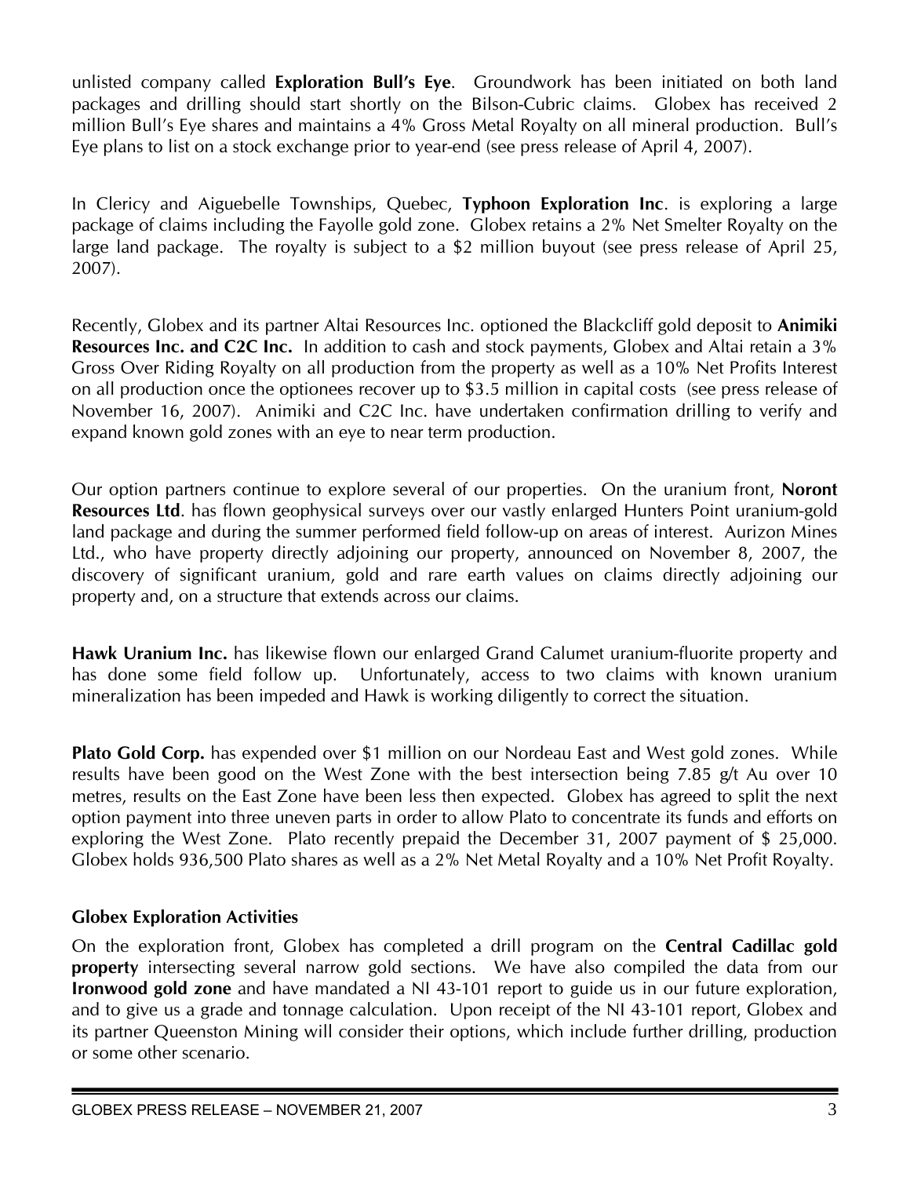unlisted company called **Exploration Bull's Eye**. Groundwork has been initiated on both land packages and drilling should start shortly on the Bilson-Cubric claims. Globex has received 2 million Bull's Eye shares and maintains a 4% Gross Metal Royalty on all mineral production. Bull's Eye plans to list on a stock exchange prior to year-end (see press release of April 4, 2007).

In Clericy and Aiguebelle Townships, Quebec, **Typhoon Exploration Inc**. is exploring a large package of claims including the Fayolle gold zone. Globex retains a 2% Net Smelter Royalty on the large land package. The royalty is subject to a $2 million buyout (see press release of April 25, 2007).

Recently, Globex and its partner Altai Resources Inc. optioned the Blackcliff gold deposit to **Animiki Resources Inc. and C2C Inc.** In addition to cash and stock payments, Globex and Altai retain a 3% Gross Over Riding Royalty on all production from the property as well as a 10% Net Profits Interest on all production once the optionees recover up to $3.5 million in capital costs (see press release of November 16, 2007). Animiki and C2C Inc. have undertaken confirmation drilling to verify and expand known gold zones with an eye to near term production.

Our option partners continue to explore several of our properties. On the uranium front, **Noront Resources Ltd**. has flown geophysical surveys over our vastly enlarged Hunters Point uranium-gold land package and during the summer performed field follow-up on areas of interest. Aurizon Mines Ltd., who have property directly adjoining our property, announced on November 8, 2007, the discovery of significant uranium, gold and rare earth values on claims directly adjoining our property and, on a structure that extends across our claims.

**Hawk Uranium Inc.** has likewise flown our enlarged Grand Calumet uranium-fluorite property and has done some field follow up. Unfortunately, access to two claims with known uranium mineralization has been impeded and Hawk is working diligently to correct the situation.

**Plato Gold Corp.** has expended over $1 million on our Nordeau East and West gold zones. While results have been good on the West Zone with the best intersection being 7.85 g/t Au over 10 metres, results on the East Zone have been less then expected. Globex has agreed to split the next option payment into three uneven parts in order to allow Plato to concentrate its funds and efforts on exploring the West Zone. Plato recently prepaid the December 31, 2007 payment of $ 25,000. Globex holds 936,500 Plato shares as well as a 2% Net Metal Royalty and a 10% Net Profit Royalty.

**Globex Exploration Activities**

On the exploration front, Globex has completed a drill program on the **Central Cadillac gold property** intersecting several narrow gold sections. We have also compiled the data from our **Ironwood gold zone** and have mandated a NI 43-101 report to guide us in our future exploration, and to give us a grade and tonnage calculation. Upon receipt of the NI 43-101 report, Globex and its partner Queenston Mining will consider their options, which include further drilling, production or some other scenario.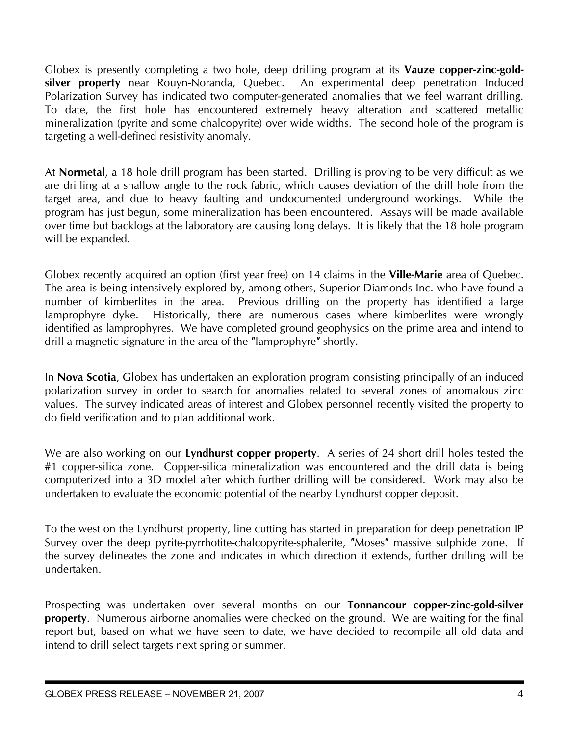Globex is presently completing a two hole, deep drilling program at its **Vauze copper-zinc-gold-silver property** near Rouyn-Noranda, Quebec. An experimental deep penetration Induced Polarization Survey has indicated two computer-generated anomalies that we feel warrant drilling. To date, the first hole has encountered extremely heavy alteration and scattered metallic mineralization (pyrite and some chalcopyrite) over wide widths. The second hole of the program is targeting a well-defined resistivity anomaly.

At **Normetal**, a 18 hole drill program has been started. Drilling is proving to be very difficult as we are drilling at a shallow angle to the rock fabric, which causes deviation of the drill hole from the target area, and due to heavy faulting and undocumented underground workings. While the program has just begun, some mineralization has been encountered. Assays will be made available over time but backlogs at the laboratory are causing long delays. It is likely that the 18 hole program will be expanded.

Globex recently acquired an option (first year free) on 14 claims in the **Ville-Marie** area of Quebec. The area is being intensively explored by, among others, Superior Diamonds Inc. who have found a number of kimberlites in the area. Previous drilling on the property has identified a large lamprophyre dyke. Historically, there are numerous cases where kimberlites were wrongly identified as lamprophyres. We have completed ground geophysics on the prime area and intend to drill a magnetic signature in the area of the "lamprophyre" shortly.

In **Nova Scotia**, Globex has undertaken an exploration program consisting principally of an induced polarization survey in order to search for anomalies related to several zones of anomalous zinc values. The survey indicated areas of interest and Globex personnel recently visited the property to do field verification and to plan additional work.

We are also working on our **Lyndhurst copper property**. A series of 24 short drill holes tested the #1 copper-silica zone. Copper-silica mineralization was encountered and the drill data is being computerized into a 3D model after which further drilling will be considered. Work may also be undertaken to evaluate the economic potential of the nearby Lyndhurst copper deposit.

To the west on the Lyndhurst property, line cutting has started in preparation for deep penetration IP Survey over the deep pyrite-pyrrhotite-chalcopyrite-sphalerite, "Moses" massive sulphide zone. If the survey delineates the zone and indicates in which direction it extends, further drilling will be undertaken.

Prospecting was undertaken over several months on our **Tonnancour copper-zinc-gold-silver property**. Numerous airborne anomalies were checked on the ground. We are waiting for the final report but, based on what we have seen to date, we have decided to recompile all old data and intend to drill select targets next spring or summer.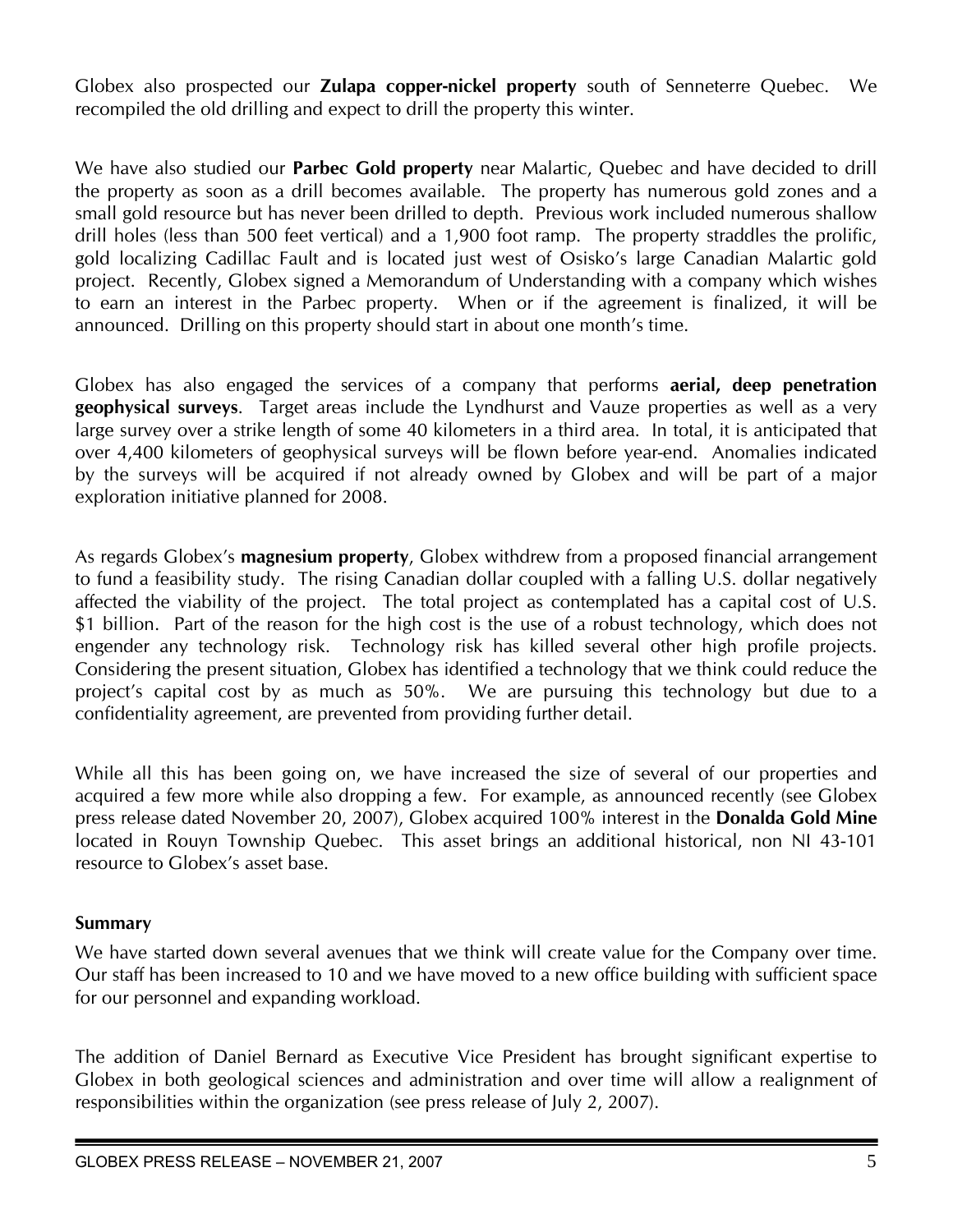Globex also prospected our **Zulapa copper-nickel property** south of Senneterre Quebec. We recompiled the old drilling and expect to drill the property this winter.

We have also studied our **Parbec Gold property** near Malartic, Quebec and have decided to drill the property as soon as a drill becomes available. The property has numerous gold zones and a small gold resource but has never been drilled to depth. Previous work included numerous shallow drill holes (less than 500 feet vertical) and a 1,900 foot ramp. The property straddles the prolific, gold localizing Cadillac Fault and is located just west of Osisko's large Canadian Malartic gold project. Recently, Globex signed a Memorandum of Understanding with a company which wishes to earn an interest in the Parbec property. When or if the agreement is finalized, it will be announced. Drilling on this property should start in about one month's time.

Globex has also engaged the services of a company that performs **aerial, deep penetration geophysical surveys**. Target areas include the Lyndhurst and Vauze properties as well as a very large survey over a strike length of some 40 kilometers in a third area. In total, it is anticipated that over 4,400 kilometers of geophysical surveys will be flown before year-end. Anomalies indicated by the surveys will be acquired if not already owned by Globex and will be part of a major exploration initiative planned for 2008.

As regards Globex's **magnesium property**, Globex withdrew from a proposed financial arrangement to fund a feasibility study. The rising Canadian dollar coupled with a falling U.S. dollar negatively affected the viability of the project. The total project as contemplated has a capital cost of U.S. $1 billion. Part of the reason for the high cost is the use of a robust technology, which does not engender any technology risk. Technology risk has killed several other high profile projects. Considering the present situation, Globex has identified a technology that we think could reduce the project's capital cost by as much as 50%. We are pursuing this technology but due to a confidentiality agreement, are prevented from providing further detail.

While all this has been going on, we have increased the size of several of our properties and acquired a few more while also dropping a few. For example, as announced recently (see Globex press release dated November 20, 2007), Globex acquired 100% interest in the **Donalda Gold Mine** located in Rouyn Township Quebec. This asset brings an additional historical, non NI 43-101 resource to Globex's asset base.

**Summary**

We have started down several avenues that we think will create value for the Company over time. Our staff has been increased to 10 and we have moved to a new office building with sufficient space for our personnel and expanding workload.

The addition of Daniel Bernard as Executive Vice President has brought significant expertise to Globex in both geological sciences and administration and over time will allow a realignment of responsibilities within the organization (see press release of July 2, 2007).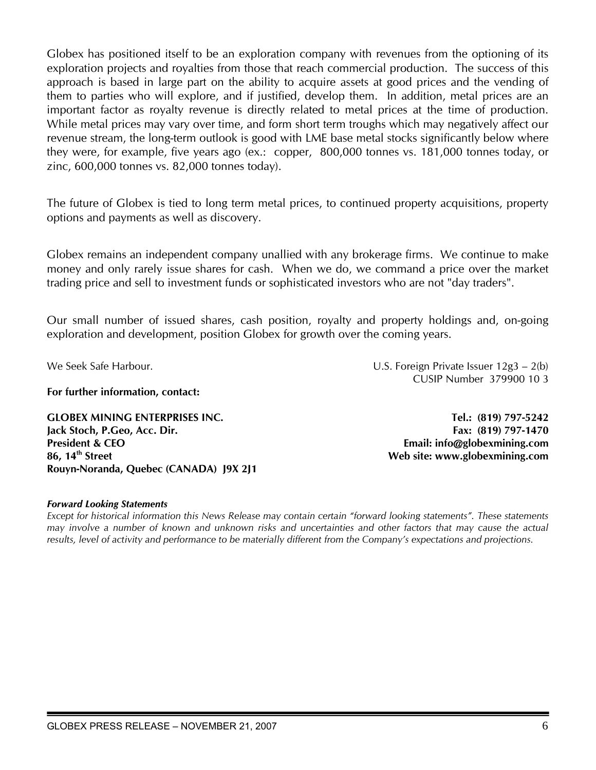Globex has positioned itself to be an exploration company with revenues from the optioning of its exploration projects and royalties from those that reach commercial production. The success of this approach is based in large part on the ability to acquire assets at good prices and the vending of them to parties who will explore, and if justified, develop them. In addition, metal prices are an important factor as royalty revenue is directly related to metal prices at the time of production. While metal prices may vary over time, and form short term troughs which may negatively affect our revenue stream, the long-term outlook is good with LME base metal stocks significantly below where they were, for example, five years ago (ex.: copper, 800,000 tonnes vs. 181,000 tonnes today, or zinc, 600,000 tonnes vs. 82,000 tonnes today).

The future of Globex is tied to long term metal prices, to continued property acquisitions, property options and payments as well as discovery.

Globex remains an independent company unallied with any brokerage firms. We continue to make money and only rarely issue shares for cash. When we do, we command a price over the market trading price and sell to investment funds or sophisticated investors who are not "day traders".

Our small number of issued shares, cash position, royalty and property holdings and, on-going exploration and development, position Globex for growth over the coming years.

We Seek Safe Harbour.

U.S. Foreign Private Issuer 12g3 – 2(b)
CUSIP Number 379900 10 3

**For further information, contact:**

**GLOBEX MINING ENTERPRISES INC.**
**Jack Stoch, P.Geo, Acc. Dir.**
**President & CEO**
**86, 14th Street**
**Rouyn-Noranda, Quebec (CANADA) J9X 2J1**

**Tel.: (819) 797-5242**
**Fax: (819) 797-1470**
**Email: info@globexmining.com**
**Web site: www.globexmining.com**

***Forward Looking Statements***

*Except for historical information this News Release may contain certain "forward looking statements". These statements may involve a number of known and unknown risks and uncertainties and other factors that may cause the actual results, level of activity and performance to be materially different from the Company's expectations and projections.*